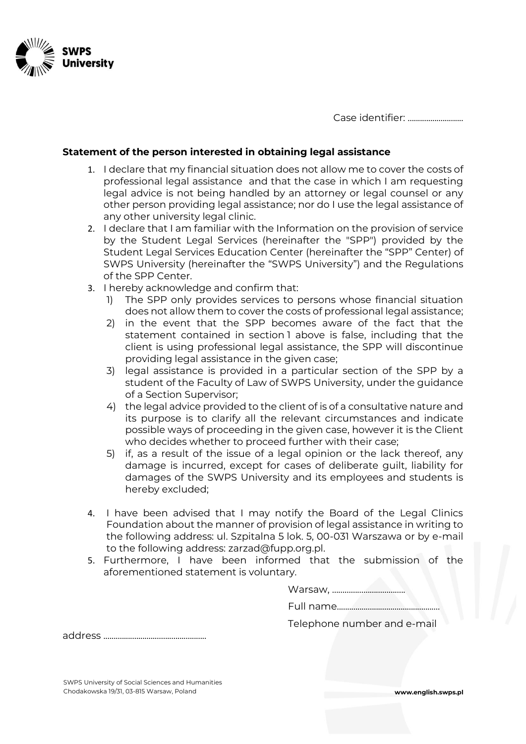Case identifier: ..........................

**Statement of the person interested in obtaining legal assistance**

1. I declare that my financial situation does not allow me to cover the costs of professional legal assistance and that the case in which I am requesting legal advice is not being handled by an attorney or legal counsel or any other person providing legal assistance; nor do I use the legal assistance of any other university legal clinic.
2. I declare that I am familiar with the Information on the provision of service by the Student Legal Services (hereinafter the "SPP") provided by the Student Legal Services Education Center (hereinafter the "SPP" Center) of SWPS University (hereinafter the "SWPS University") and the Regulations of the SPP Center.
3. I hereby acknowledge and confirm that:
   1) The SPP only provides services to persons whose financial situation does not allow them to cover the costs of professional legal assistance;
   2) in the event that the SPP becomes aware of the fact that the statement contained in section 1 above is false, including that the client is using professional legal assistance, the SPP will discontinue providing legal assistance in the given case;
   3) legal assistance is provided in a particular section of the SPP by a student of the Faculty of Law of SWPS University, under the guidance of a Section Supervisor;
   4) the legal advice provided to the client of is of a consultative nature and its purpose is to clarify all the relevant circumstances and indicate possible ways of proceeding in the given case, however it is the Client who decides whether to proceed further with their case;
   5) if, as a result of the issue of a legal opinion or the lack thereof, any damage is incurred, except for cases of deliberate guilt, liability for damages of the SWPS University and its employees and students is hereby excluded;
4. I have been advised that I may notify the Board of the Legal Clinics Foundation about the manner of provision of legal assistance in writing to the following address: ul. Szpitalna 5 lok. 5, 00-031 Warszawa or by e-mail to the following address: zarzad@fupp.org.pl.
5. Furthermore, I have been informed that the submission of the aforementioned statement is voluntary.

Warsaw, ...................................

Full name.................................................

Telephone number and e-mail address .................................................

SWPS University of Social Sciences and Humanities
Chodakowska 19/31, 03-815 Warsaw, Poland

www.english.swps.pl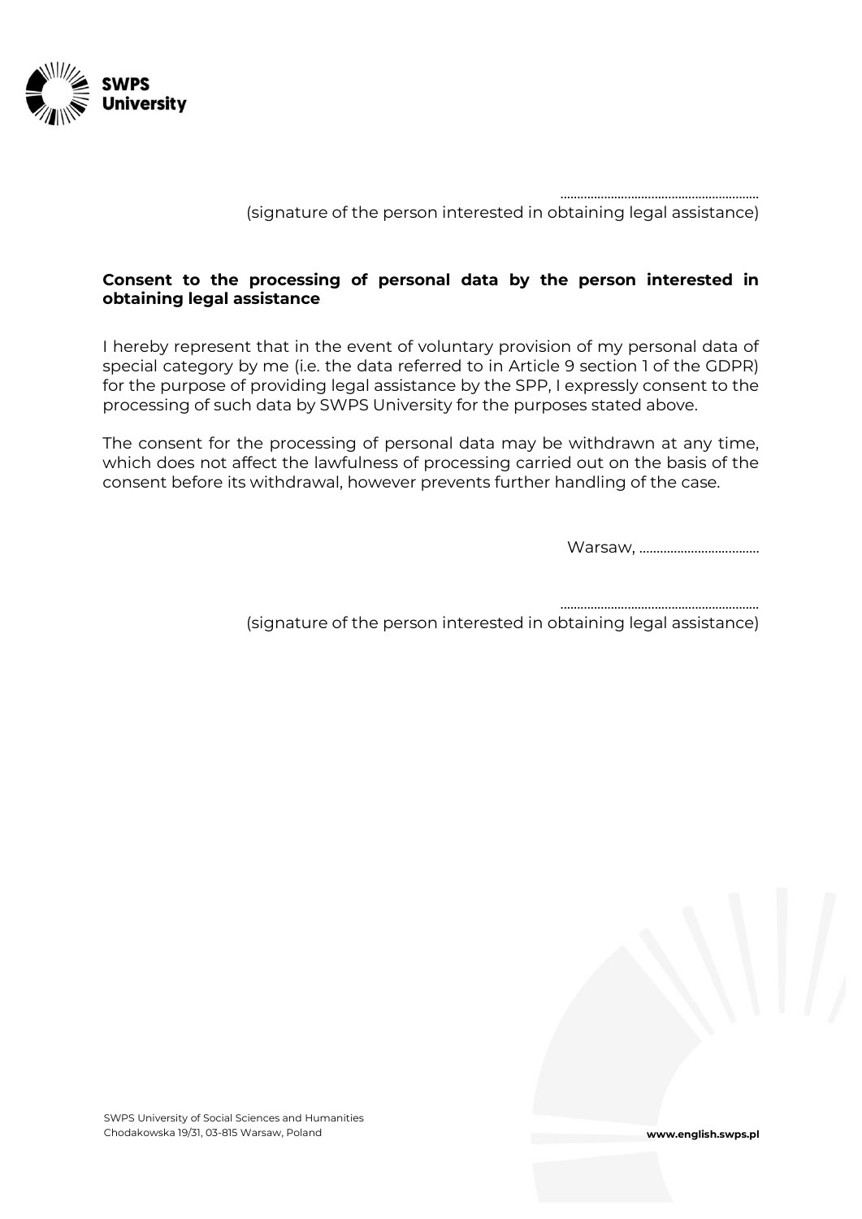.........................................................
(signature of the person interested in obtaining legal assistance)

**Consent to the processing of personal data by the person interested in obtaining legal assistance**

I hereby represent that in the event of voluntary provision of my personal data of special category by me (i.e. the data referred to in Article 9 section 1 of the GDPR) for the purpose of providing legal assistance by the SPP, I expressly consent to the processing of such data by SWPS University for the purposes stated above.

The consent for the processing of personal data may be withdrawn at any time, which does not affect the lawfulness of processing carried out on the basis of the consent before its withdrawal, however prevents further handling of the case.

Warsaw, ...................................

.........................................................
(signature of the person interested in obtaining legal assistance)